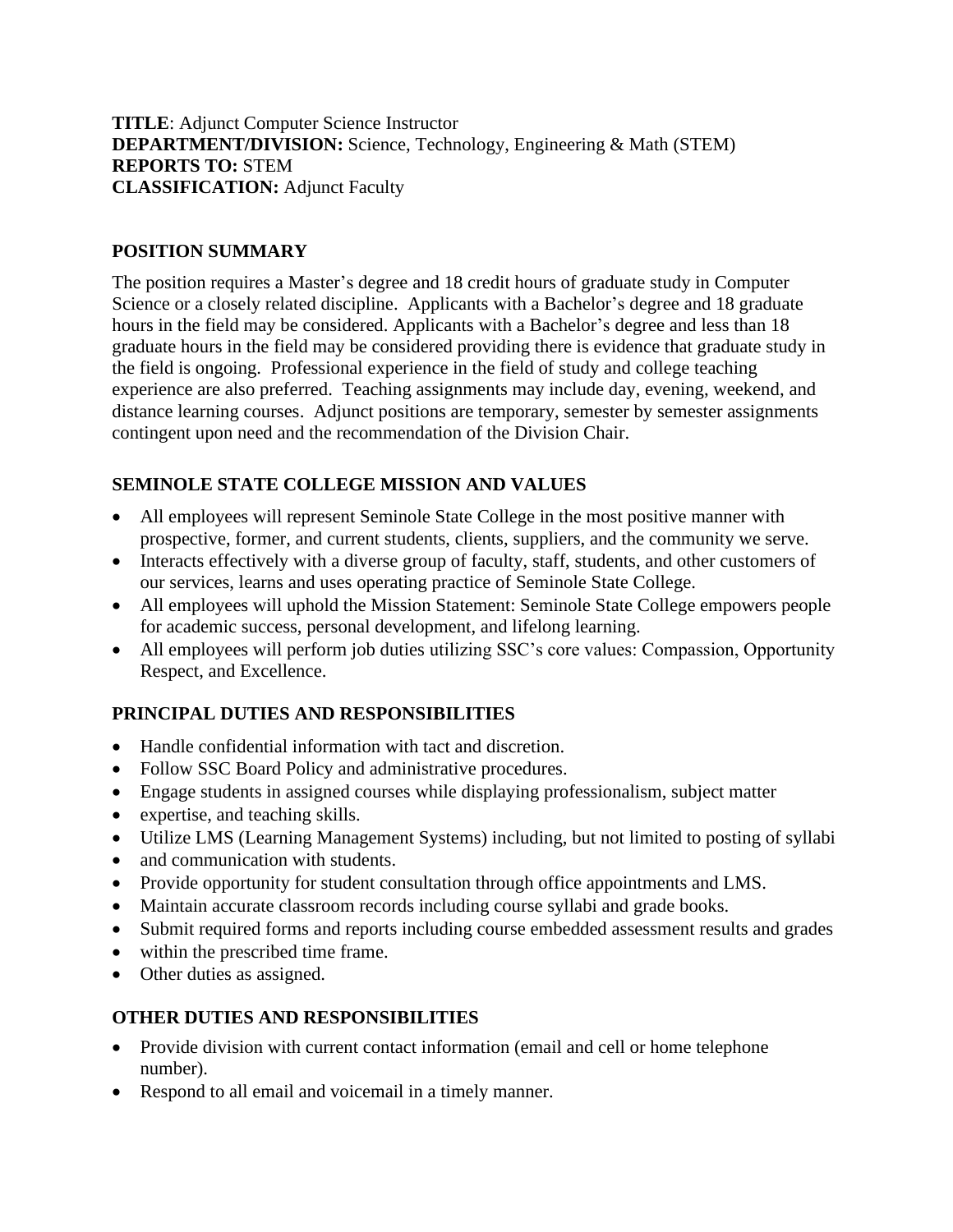**TITLE**: Adjunct Computer Science Instructor
**DEPARTMENT/DIVISION:** Science, Technology, Engineering & Math (STEM)
**REPORTS TO:** STEM
**CLASSIFICATION:** Adjunct Faculty

## POSITION SUMMARY

The position requires a Master's degree and 18 credit hours of graduate study in Computer Science or a closely related discipline. Applicants with a Bachelor's degree and 18 graduate hours in the field may be considered. Applicants with a Bachelor's degree and less than 18 graduate hours in the field may be considered providing there is evidence that graduate study in the field is ongoing. Professional experience in the field of study and college teaching experience are also preferred. Teaching assignments may include day, evening, weekend, and distance learning courses. Adjunct positions are temporary, semester by semester assignments contingent upon need and the recommendation of the Division Chair.

## SEMINOLE STATE COLLEGE MISSION AND VALUES

- All employees will represent Seminole State College in the most positive manner with prospective, former, and current students, clients, suppliers, and the community we serve.
- Interacts effectively with a diverse group of faculty, staff, students, and other customers of our services, learns and uses operating practice of Seminole State College.
- All employees will uphold the Mission Statement: Seminole State College empowers people for academic success, personal development, and lifelong learning.
- All employees will perform job duties utilizing SSC's core values: Compassion, Opportunity Respect, and Excellence.

## PRINCIPAL DUTIES AND RESPONSIBILITIES

- Handle confidential information with tact and discretion.
- Follow SSC Board Policy and administrative procedures.
- Engage students in assigned courses while displaying professionalism, subject matter
- expertise, and teaching skills.
- Utilize LMS (Learning Management Systems) including, but not limited to posting of syllabi
- and communication with students.
- Provide opportunity for student consultation through office appointments and LMS.
- Maintain accurate classroom records including course syllabi and grade books.
- Submit required forms and reports including course embedded assessment results and grades
- within the prescribed time frame.
- Other duties as assigned.

## OTHER DUTIES AND RESPONSIBILITIES

- Provide division with current contact information (email and cell or home telephone number).
- Respond to all email and voicemail in a timely manner.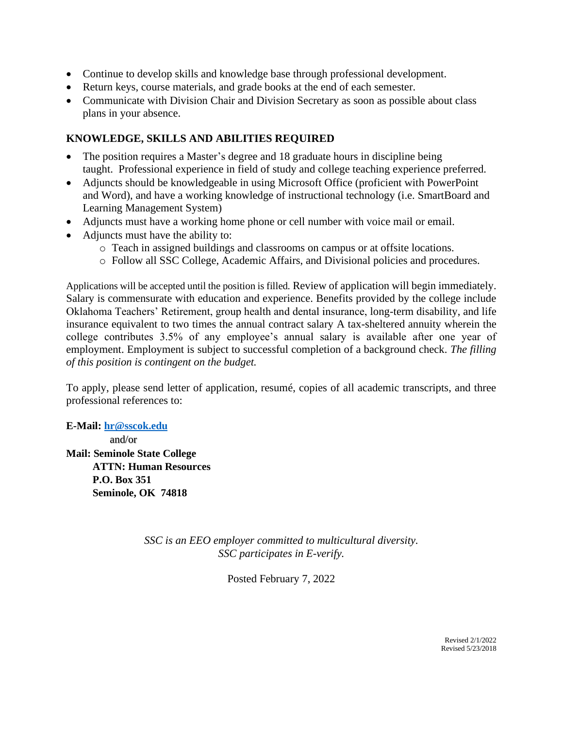- Continue to develop skills and knowledge base through professional development.
- Return keys, course materials, and grade books at the end of each semester.
- Communicate with Division Chair and Division Secretary as soon as possible about class plans in your absence.

## KNOWLEDGE, SKILLS AND ABILITIES REQUIRED

- The position requires a Master's degree and 18 graduate hours in discipline being taught. Professional experience in field of study and college teaching experience preferred.
- Adjuncts should be knowledgeable in using Microsoft Office (proficient with PowerPoint and Word), and have a working knowledge of instructional technology (i.e. SmartBoard and Learning Management System)
- Adjuncts must have a working home phone or cell number with voice mail or email.
- Adjuncts must have the ability to:
  - Teach in assigned buildings and classrooms on campus or at offsite locations.
  - Follow all SSC College, Academic Affairs, and Divisional policies and procedures.

Applications will be accepted until the position is filled. Review of application will begin immediately. Salary is commensurate with education and experience. Benefits provided by the college include Oklahoma Teachers' Retirement, group health and dental insurance, long-term disability, and life insurance equivalent to two times the annual contract salary A tax-sheltered annuity wherein the college contributes 3.5% of any employee's annual salary is available after one year of employment. Employment is subject to successful completion of a background check. *The filling of this position is contingent on the budget.*

To apply, please send letter of application, resumé, copies of all academic transcripts, and three professional references to:

**E-Mail: hr@sscok.edu**
and/or
**Mail: Seminole State College**
**ATTN: Human Resources**
**P.O. Box 351**
**Seminole, OK 74818**

*SSC is an EEO employer committed to multicultural diversity.*
*SSC participates in E-verify.*

Posted February 7, 2022

Revised 2/1/2022
Revised 5/23/2018